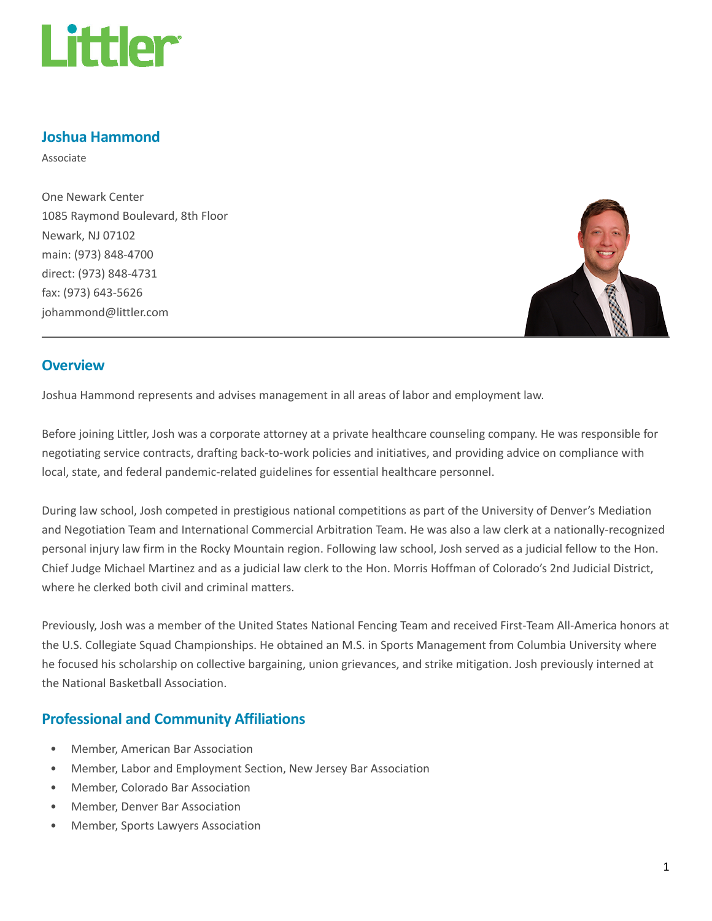# Joshua Hammond

Associate

One Newark Center
1085 Raymond Boulevard, 8th Floor
Newark, NJ 07102
main: (973) 848-4700
direct: (973) 848-4731
fax: (973) 643-5626
johammond@littler.com

## Overview

Joshua Hammond represents and advises management in all areas of labor and employment law.

Before joining Littler, Josh was a corporate attorney at a private healthcare counseling company. He was responsible for negotiating service contracts, drafting back-to-work policies and initiatives, and providing advice on compliance with local, state, and federal pandemic-related guidelines for essential healthcare personnel.

During law school, Josh competed in prestigious national competitions as part of the University of Denver's Mediation and Negotiation Team and International Commercial Arbitration Team. He was also a law clerk at a nationally-recognized personal injury law firm in the Rocky Mountain region. Following law school, Josh served as a judicial fellow to the Hon. Chief Judge Michael Martinez and as a judicial law clerk to the Hon. Morris Hoffman of Colorado's 2nd Judicial District, where he clerked both civil and criminal matters.

Previously, Josh was a member of the United States National Fencing Team and received First-Team All-America honors at the U.S. Collegiate Squad Championships. He obtained an M.S. in Sports Management from Columbia University where he focused his scholarship on collective bargaining, union grievances, and strike mitigation. Josh previously interned at the National Basketball Association.

## Professional and Community Affiliations

- Member, American Bar Association
- Member, Labor and Employment Section, New Jersey Bar Association
- Member, Colorado Bar Association
- Member, Denver Bar Association
- Member, Sports Lawyers Association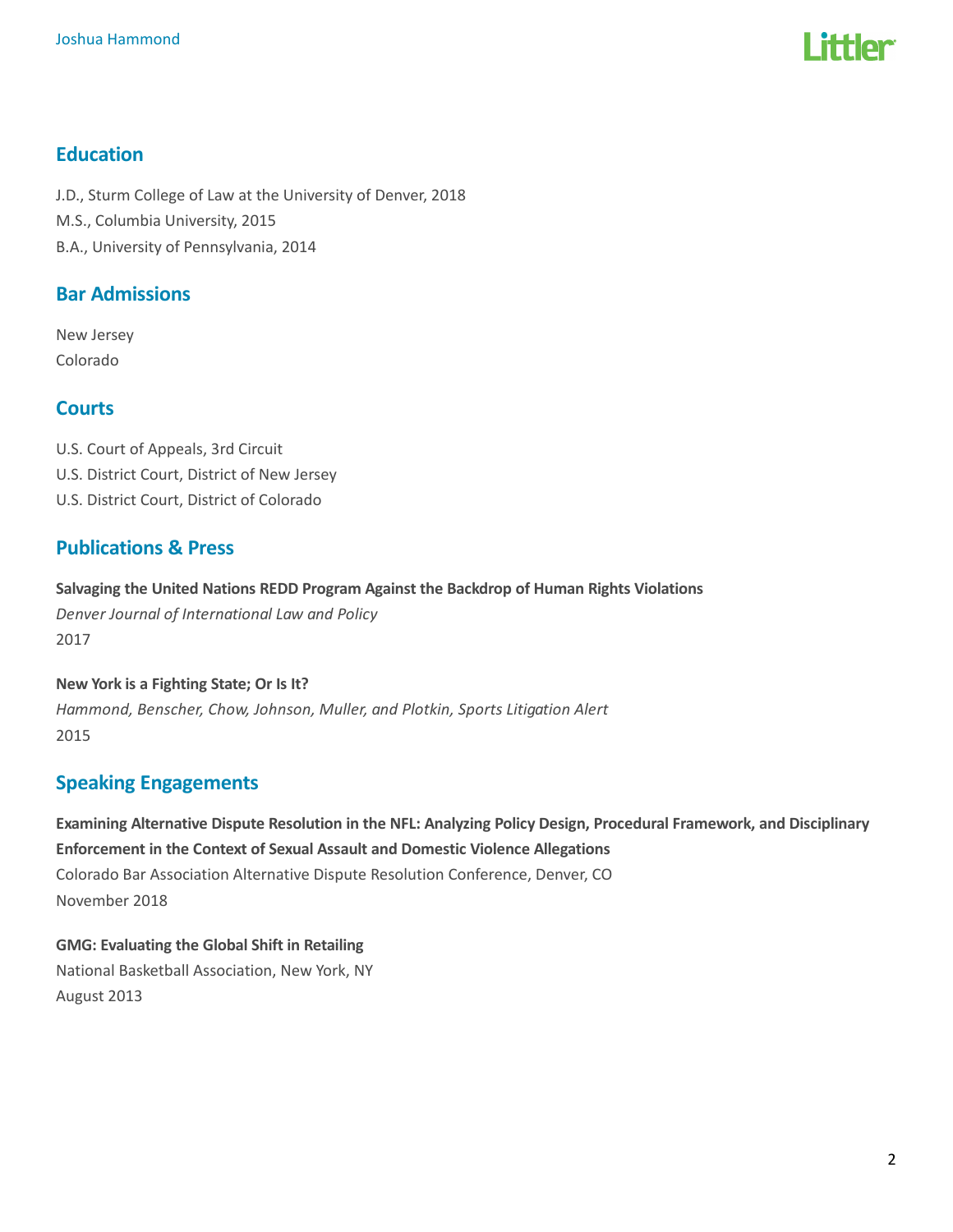## Education

J.D., Sturm College of Law at the University of Denver, 2018
M.S., Columbia University, 2015
B.A., University of Pennsylvania, 2014

## Bar Admissions

New Jersey
Colorado

## Courts

U.S. Court of Appeals, 3rd Circuit
U.S. District Court, District of New Jersey
U.S. District Court, District of Colorado

## Publications & Press

**Salvaging the United Nations REDD Program Against the Backdrop of Human Rights Violations**
*Denver Journal of International Law and Policy*
2017

**New York is a Fighting State; Or Is It?**
*Hammond, Benscher, Chow, Johnson, Muller, and Plotkin, Sports Litigation Alert*
2015

## Speaking Engagements

**Examining Alternative Dispute Resolution in the NFL: Analyzing Policy Design, Procedural Framework, and Disciplinary Enforcement in the Context of Sexual Assault and Domestic Violence Allegations**
Colorado Bar Association Alternative Dispute Resolution Conference, Denver, CO
November 2018

**GMG: Evaluating the Global Shift in Retailing**
National Basketball Association, New York, NY
August 2013